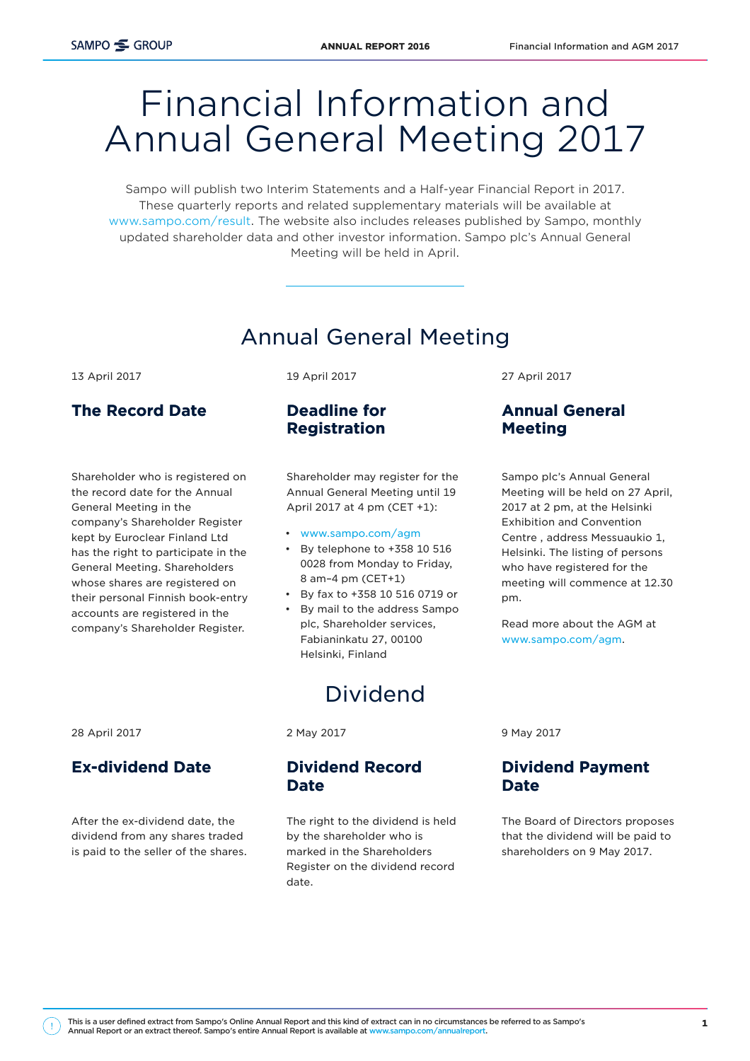# Financial Information and Annual General Meeting 2017

Sampo will publish two Interim Statements and a Half-year Financial Report in 2017. These quarterly reports and related supplementary materials will be available at www.sampo.com/result. The website also includes releases published by Sampo, monthly updated shareholder data and other investor information. Sampo plc's Annual General Meeting will be held in April.

## Annual General Meeting

13 April 2017

### The Record Date

Shareholder who is registered on the record date for the Annual General Meeting in the company's Shareholder Register kept by Euroclear Finland Ltd has the right to participate in the General Meeting. Shareholders whose shares are registered on their personal Finnish book-entry accounts are registered in the company's Shareholder Register.

19 April 2017

### Deadline for Registration

Shareholder may register for the Annual General Meeting until 19 April 2017 at 4 pm (CET +1):

- www.sampo.com/agm
- By telephone to +358 10 516 0028 from Monday to Friday, 8 am–4 pm (CET+1)
- By fax to +358 10 516 0719 or
- By mail to the address Sampo plc, Shareholder services, Fabianinkatu 27, 00100 Helsinki, Finland

27 April 2017

### Annual General Meeting

Sampo plc's Annual General Meeting will be held on 27 April, 2017 at 2 pm, at the Helsinki Exhibition and Convention Centre , address Messuaukio 1, Helsinki. The listing of persons who have registered for the meeting will commence at 12.30 pm.

Read more about the AGM at www.sampo.com/agm.

## Dividend

28 April 2017

### Ex-dividend Date

After the ex-dividend date, the dividend from any shares traded is paid to the seller of the shares.

2 May 2017

### Dividend Record Date

The right to the dividend is held by the shareholder who is marked in the Shareholders Register on the dividend record date.

9 May 2017

### Dividend Payment Date

The Board of Directors proposes that the dividend will be paid to shareholders on 9 May 2017.

This is a user defined extract from Sampo's Online Annual Report and this kind of extract can in no circumstances be referred to as Sampo's Annual Report or an extract thereof. Sampo's entire Annual Report is available at www.sampo.com/annualreport.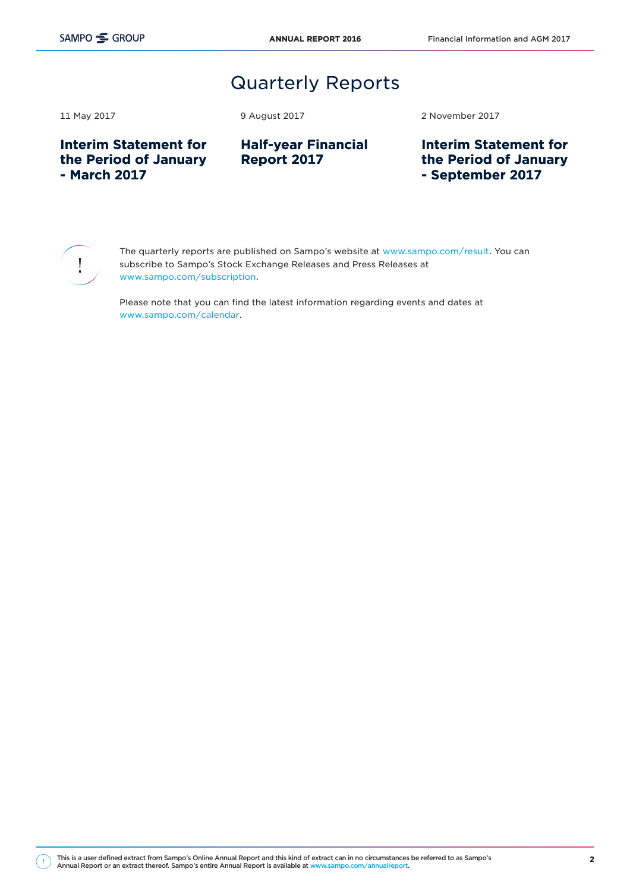# Quarterly Reports

11 May 2017

**Interim Statement for the Period of January - March 2017**

9 August 2017

**Half-year Financial Report 2017**

2 November 2017

**Interim Statement for the Period of January - September 2017**

The quarterly reports are published on Sampo's website at www.sampo.com/result. You can subscribe to Sampo's Stock Exchange Releases and Press Releases at www.sampo.com/subscription.

Please note that you can find the latest information regarding events and dates at www.sampo.com/calendar.

This is a user defined extract from Sampo's Online Annual Report and this kind of extract can in no circumstances be referred to as Sampo's Annual Report or an extract thereof. Sampo's entire Annual Report is available at www.sampo.com/annualreport.